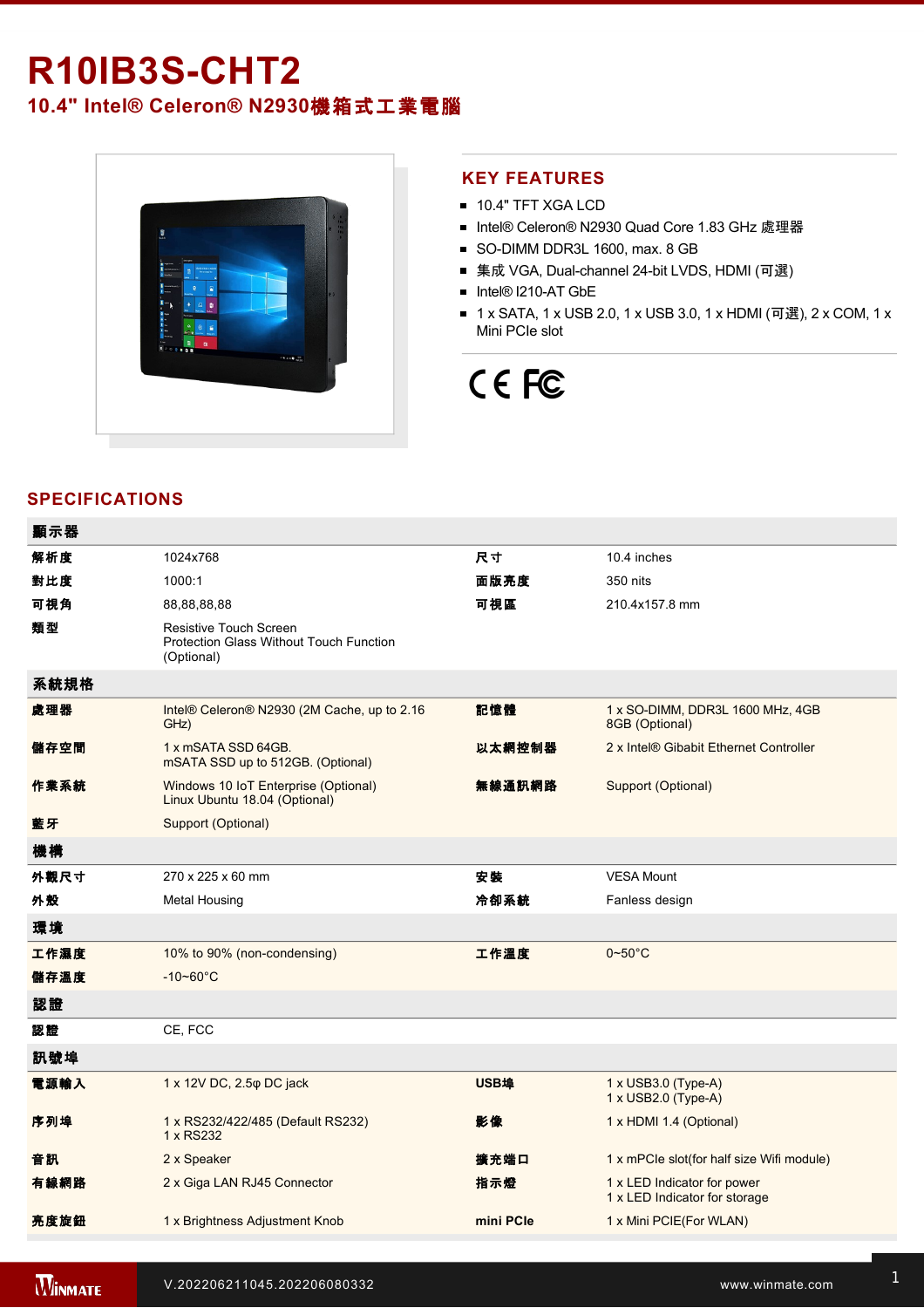# R10IB3S-CHT2

## 10.4" Intel® Celeron® N2930機箱式工業電腦

## KEY FEATURES

- 10.4" TFT XGA LCD
- Intel® Celeron® N2930 Quad Core 1.83 GHz 處理器
- SO-DIMM DDR3L 1600, max. 8 GB
- 集成 VGA, Dual-channel 24-bit LVDS, HDMI (可選)
- Intel® I210-AT GbE
- 1 x SATA, 1 x USB 2.0, 1 x USB 3.0, 1 x HDMI (可選), 2 x COM, 1 x Mini PCIe slot

## SPECIFICATIONS

| 顯示器 | | | |
|---|---|---|---|
| 解析度 | 1024x768 | 尺寸 | 10.4 inches |
| 對比度 | 1000:1 | 面版亮度 | 350 nits |
| 可視角 | 88,88,88,88 | 可視區 | 210.4x157.8 mm |
| 類型 | Resistive Touch Screen<br>Protection Glass Without Touch Function (Optional) | | |
| **系統規格** | | | |
| 處理器 | Intel® Celeron® N2930 (2M Cache, up to 2.16 GHz) | 記憶體 | 1 x SO-DIMM, DDR3L 1600 MHz, 4GB<br>8GB (Optional) |
| 儲存空間 | 1 x mSATA SSD 64GB.<br>mSATA SSD up to 512GB. (Optional) | 以太網控制器 | 2 x Intel® Gibabit Ethernet Controller |
| 作業系統 | Windows 10 IoT Enterprise (Optional)<br>Linux Ubuntu 18.04 (Optional) | 無線通訊網路 | Support (Optional) |
| 藍牙 | Support (Optional) | | |
| **機構** | | | |
| 外觀尺寸 | 270 x 225 x 60 mm | 安裝 | VESA Mount |
| 外殼 | Metal Housing | 冷卻系統 | Fanless design |
| **環境** | | | |
| 工作濕度 | 10% to 90% (non-condensing) | 工作溫度 | 0~50°C |
| 儲存溫度 | -10~60°C | | |
| **認證** | | | |
| 認證 | CE, FCC | | |
| **訊號埠** | | | |
| 電源輸入 | 1 x 12V DC, 2.5φ DC jack | USB埠 | 1 x USB3.0 (Type-A)<br>1 x USB2.0 (Type-A) |
| 序列埠 | 1 x RS232/422/485 (Default RS232)<br>1 x RS232 | 影像 | 1 x HDMI 1.4 (Optional) |
| 音訊 | 2 x Speaker | 擴充端口 | 1 x mPCIe slot(for half size Wifi module) |
| 有線網路 | 2 x Giga LAN RJ45 Connector | 指示燈 | 1 x LED Indicator for power<br>1 x LED Indicator for storage |
| 亮度旋鈕 | 1 x Brightness Adjustment Knob | mini PCIe | 1 x Mini PCIE(For WLAN) |

V.202206211045.202206080332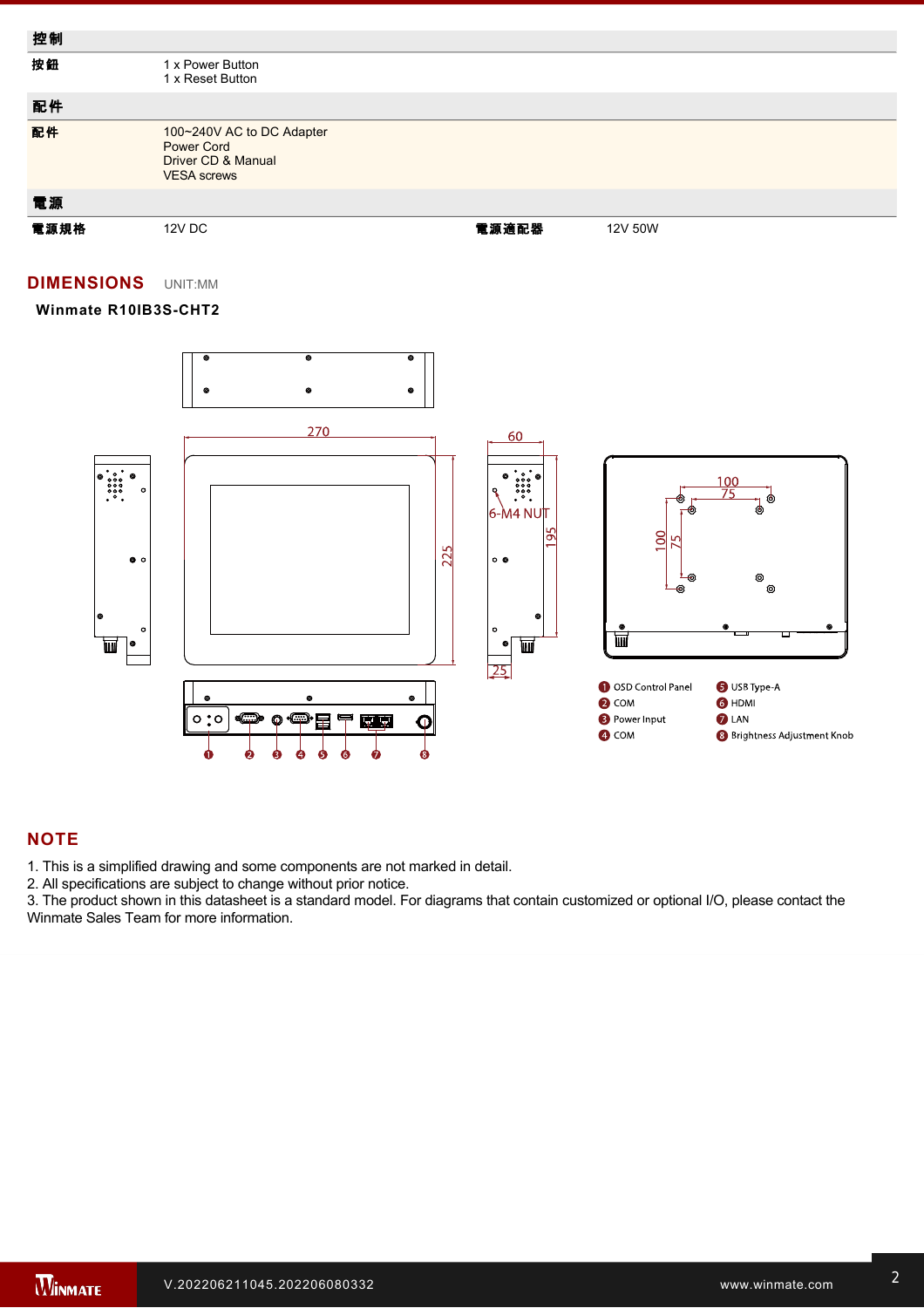## 控制

| | | | |
|---|---|---|---|
| **按鈕** | 1 x Power Button<br>1 x Reset Button | | |

## 配件

| | | | |
|---|---|---|---|
| **配件** | 100~240V AC to DC Adapter<br>Power Cord<br>Driver CD & Manual<br>VESA screws | | |

## 電源

| | | | |
|---|---|---|---|
| **電源規格** | 12V DC | **電源適配器** | 12V 50W |

## DIMENSIONS UNIT:MM

**Winmate R10IB3S-CHT2**

270
60
225
195
6-M4 NUT
25
100
75
100
75

1 OSD Control Panel
2 COM
3 Power Input
4 COM
5 USB Type-A
6 HDMI
7 LAN
8 Brightness Adjustment Knob

## NOTE

1. This is a simplified drawing and some components are not marked in detail.
2. All specifications are subject to change without prior notice.
3. The product shown in this datasheet is a standard model. For diagrams that contain customized or optional I/O, please contact the Winmate Sales Team for more information.